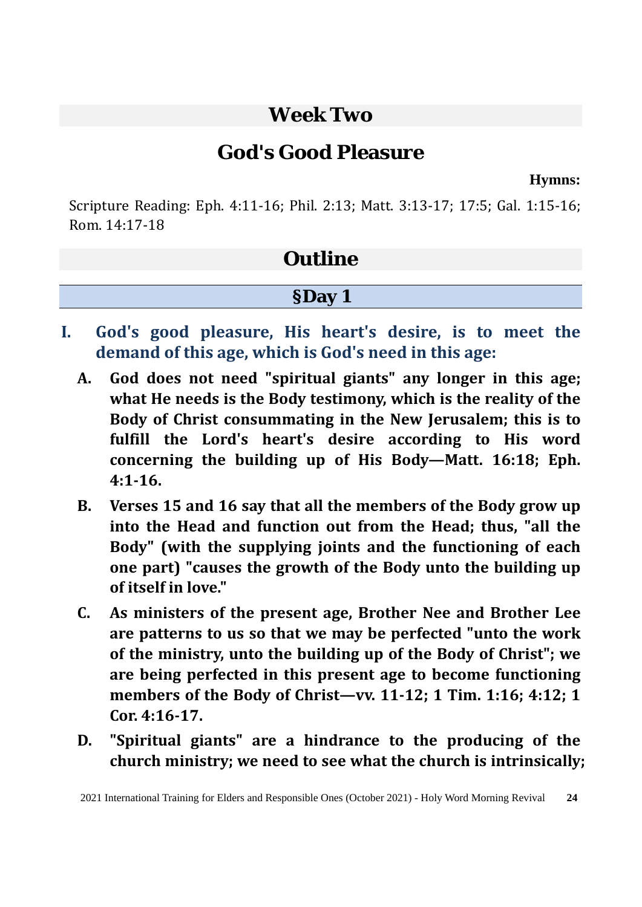# Week Two

## God's Good Pleasure

**Hymns:**

Scripture Reading: Eph. 4:11-16; Phil. 2:13; Matt. 3:13-17; 17:5; Gal. 1:15-16; Rom. 14:17-18

## Outline

### §Day 1

**I. God's good pleasure, His heart's desire, is to meet the demand of this age, which is God's need in this age:**

- **A. God does not need "spiritual giants" any longer in this age; what He needs is the Body testimony, which is the reality of the Body of Christ consummating in the New Jerusalem; this is to fulfill the Lord's heart's desire according to His word concerning the building up of His Body—Matt. 16:18; Eph. 4:1-16.**
- **B. Verses 15 and 16 say that all the members of the Body grow up into the Head and function out from the Head; thus, "all the Body" (with the supplying joints and the functioning of each one part) "causes the growth of the Body unto the building up of itself in love."**
- **C. As ministers of the present age, Brother Nee and Brother Lee are patterns to us so that we may be perfected "unto the work of the ministry, unto the building up of the Body of Christ"; we are being perfected in this present age to become functioning members of the Body of Christ—vv. 11-12; 1 Tim. 1:16; 4:12; 1 Cor. 4:16-17.**
- **D. "Spiritual giants" are a hindrance to the producing of the church ministry; we need to see what the church is intrinsically;**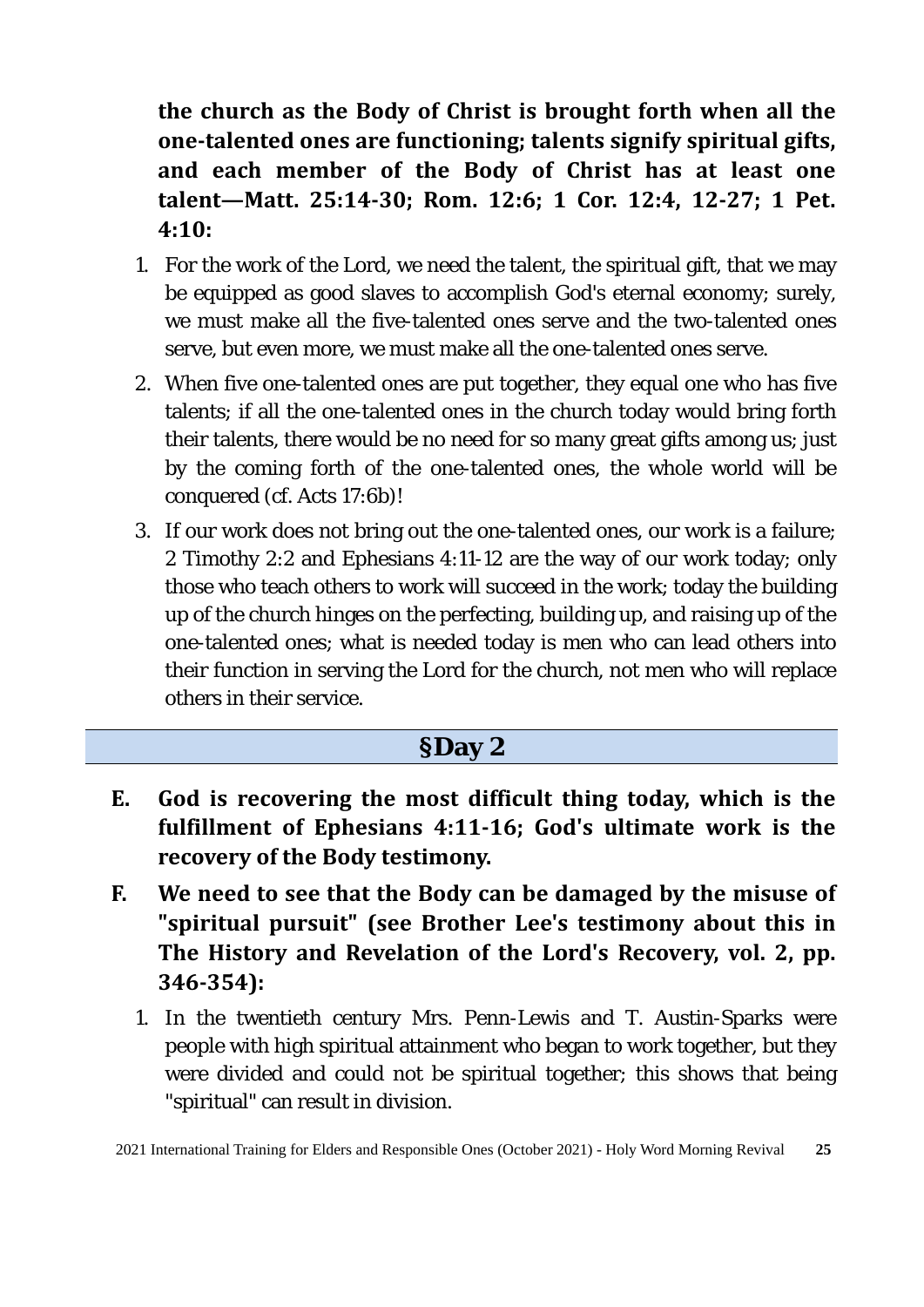**the church as the Body of Christ is brought forth when all the one-talented ones are functioning; talents signify spiritual gifts, and each member of the Body of Christ has at least one talent—Matt. 25:14-30; Rom. 12:6; 1 Cor. 12:4, 12-27; 1 Pet. 4:10:**

1. For the work of the Lord, we need the talent, the spiritual gift, that we may be equipped as good slaves to accomplish God's eternal economy; surely, we must make all the five-talented ones serve and the two-talented ones serve, but even more, we must make all the one-talented ones serve.
2. When five one-talented ones are put together, they equal one who has five talents; if all the one-talented ones in the church today would bring forth their talents, there would be no need for so many great gifts among us; just by the coming forth of the one-talented ones, the whole world will be conquered (cf. Acts 17:6b)!
3. If our work does not bring out the one-talented ones, our work is a failure; 2 Timothy 2:2 and Ephesians 4:11-12 are the way of our work today; only those who teach others to work will succeed in the work; today the building up of the church hinges on the perfecting, building up, and raising up of the one-talented ones; what is needed today is men who can lead others into their function in serving the Lord for the church, not men who will replace others in their service.

## §Day 2

**E. God is recovering the most difficult thing today, which is the fulfillment of Ephesians 4:11-16; God's ultimate work is the recovery of the Body testimony.**

**F. We need to see that the Body can be damaged by the misuse of "spiritual pursuit" (see Brother Lee's testimony about this in The History and Revelation of the Lord's Recovery, vol. 2, pp. 346-354):**

1. In the twentieth century Mrs. Penn-Lewis and T. Austin-Sparks were people with high spiritual attainment who began to work together, but they were divided and could not be spiritual together; this shows that being "spiritual" can result in division.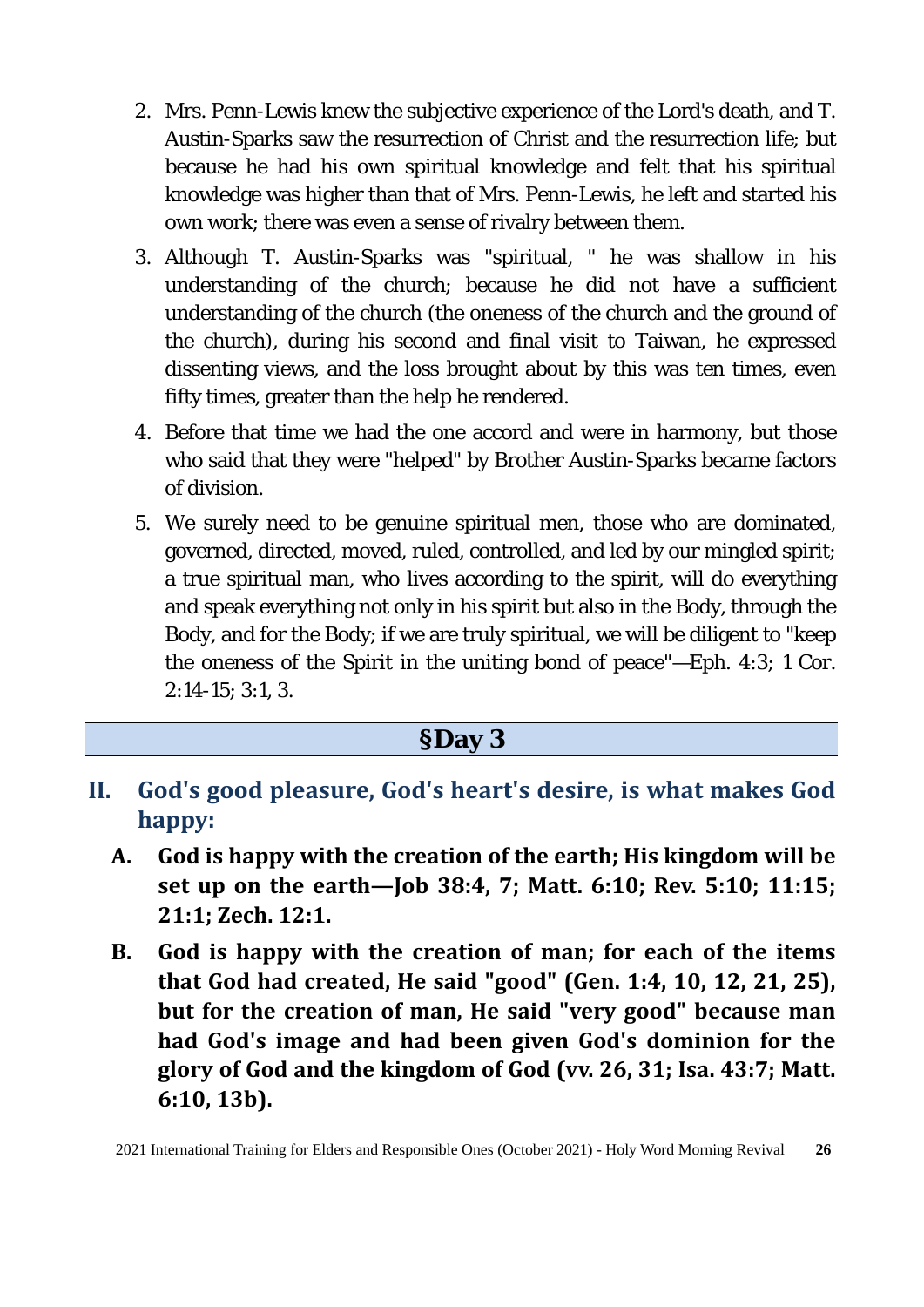2. Mrs. Penn-Lewis knew the subjective experience of the Lord's death, and T. Austin-Sparks saw the resurrection of Christ and the resurrection life; but because he had his own spiritual knowledge and felt that his spiritual knowledge was higher than that of Mrs. Penn-Lewis, he left and started his own work; there was even a sense of rivalry between them.
3. Although T. Austin-Sparks was "spiritual, " he was shallow in his understanding of the church; because he did not have a sufficient understanding of the church (the oneness of the church and the ground of the church), during his second and final visit to Taiwan, he expressed dissenting views, and the loss brought about by this was ten times, even fifty times, greater than the help he rendered.
4. Before that time we had the one accord and were in harmony, but those who said that they were "helped" by Brother Austin-Sparks became factors of division.
5. We surely need to be genuine spiritual men, those who are dominated, governed, directed, moved, ruled, controlled, and led by our mingled spirit; a true spiritual man, who lives according to the spirit, will do everything and speak everything not only in his spirit but also in the Body, through the Body, and for the Body; if we are truly spiritual, we will be diligent to "keep the oneness of the Spirit in the uniting bond of peace"—Eph. 4:3; 1 Cor. 2:14-15; 3:1, 3.

## §Day 3

## II. God's good pleasure, God's heart's desire, is what makes God happy:

**A. God is happy with the creation of the earth; His kingdom will be set up on the earth—Job 38:4, 7; Matt. 6:10; Rev. 5:10; 11:15; 21:1; Zech. 12:1.**

**B. God is happy with the creation of man; for each of the items that God had created, He said "good" (Gen. 1:4, 10, 12, 21, 25), but for the creation of man, He said "very good" because man had God's image and had been given God's dominion for the glory of God and the kingdom of God (vv. 26, 31; Isa. 43:7; Matt. 6:10, 13b).**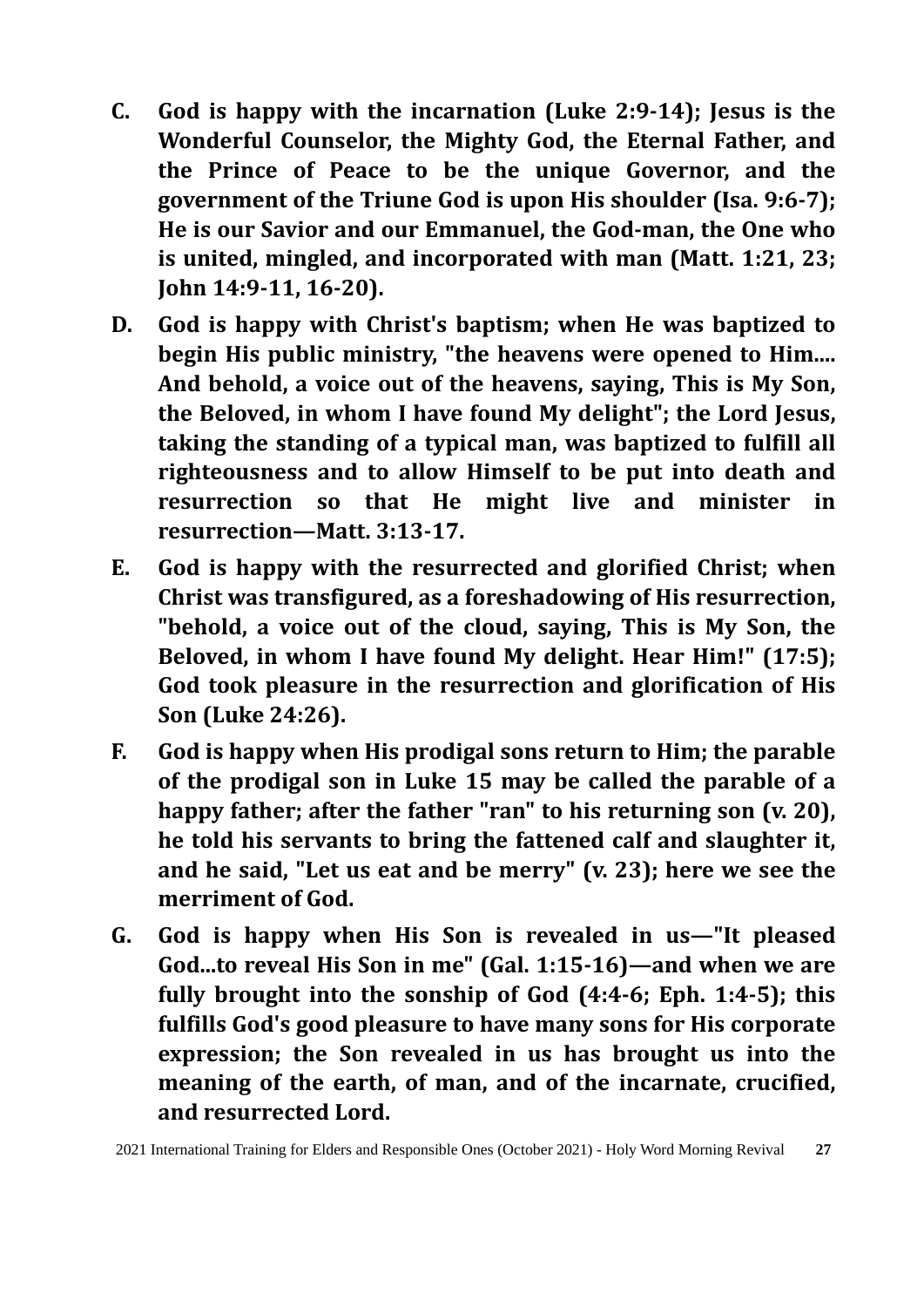**C. God is happy with the incarnation (Luke 2:9-14); Jesus is the Wonderful Counselor, the Mighty God, the Eternal Father, and the Prince of Peace to be the unique Governor, and the government of the Triune God is upon His shoulder (Isa. 9:6-7); He is our Savior and our Emmanuel, the God-man, the One who is united, mingled, and incorporated with man (Matt. 1:21, 23; John 14:9-11, 16-20).**

**D. God is happy with Christ's baptism; when He was baptized to begin His public ministry, "the heavens were opened to Him.... And behold, a voice out of the heavens, saying, This is My Son, the Beloved, in whom I have found My delight"; the Lord Jesus, taking the standing of a typical man, was baptized to fulfill all righteousness and to allow Himself to be put into death and resurrection so that He might live and minister in resurrection—Matt. 3:13-17.**

**E. God is happy with the resurrected and glorified Christ; when Christ was transfigured, as a foreshadowing of His resurrection, "behold, a voice out of the cloud, saying, This is My Son, the Beloved, in whom I have found My delight. Hear Him!" (17:5); God took pleasure in the resurrection and glorification of His Son (Luke 24:26).**

**F. God is happy when His prodigal sons return to Him; the parable of the prodigal son in Luke 15 may be called the parable of a happy father; after the father "ran" to his returning son (v. 20), he told his servants to bring the fattened calf and slaughter it, and he said, "Let us eat and be merry" (v. 23); here we see the merriment of God.**

**G. God is happy when His Son is revealed in us—"It pleased God...to reveal His Son in me" (Gal. 1:15-16)—and when we are fully brought into the sonship of God (4:4-6; Eph. 1:4-5); this fulfills God's good pleasure to have many sons for His corporate expression; the Son revealed in us has brought us into the meaning of the earth, of man, and of the incarnate, crucified, and resurrected Lord.**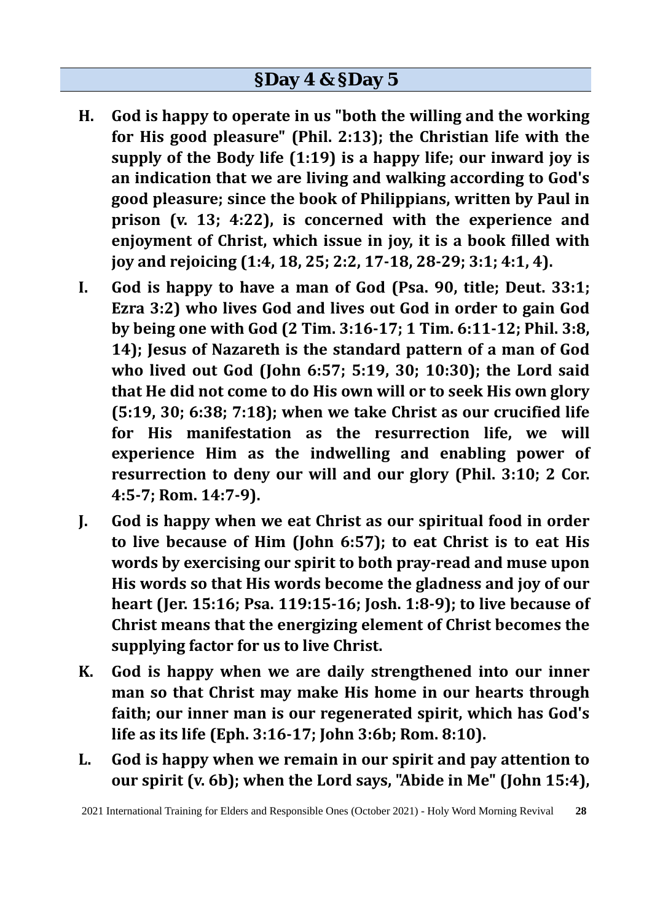## §Day 4 & §Day 5

**H. God is happy to operate in us "both the willing and the working for His good pleasure" (Phil. 2:13); the Christian life with the supply of the Body life (1:19) is a happy life; our inward joy is an indication that we are living and walking according to God's good pleasure; since the book of Philippians, written by Paul in prison (v. 13; 4:22), is concerned with the experience and enjoyment of Christ, which issue in joy, it is a book filled with joy and rejoicing (1:4, 18, 25; 2:2, 17-18, 28-29; 3:1; 4:1, 4).**

**I. God is happy to have a man of God (Psa. 90, title; Deut. 33:1; Ezra 3:2) who lives God and lives out God in order to gain God by being one with God (2 Tim. 3:16-17; 1 Tim. 6:11-12; Phil. 3:8, 14); Jesus of Nazareth is the standard pattern of a man of God who lived out God (John 6:57; 5:19, 30; 10:30); the Lord said that He did not come to do His own will or to seek His own glory (5:19, 30; 6:38; 7:18); when we take Christ as our crucified life for His manifestation as the resurrection life, we will experience Him as the indwelling and enabling power of resurrection to deny our will and our glory (Phil. 3:10; 2 Cor. 4:5-7; Rom. 14:7-9).**

**J. God is happy when we eat Christ as our spiritual food in order to live because of Him (John 6:57); to eat Christ is to eat His words by exercising our spirit to both pray-read and muse upon His words so that His words become the gladness and joy of our heart (Jer. 15:16; Psa. 119:15-16; Josh. 1:8-9); to live because of Christ means that the energizing element of Christ becomes the supplying factor for us to live Christ.**

**K. God is happy when we are daily strengthened into our inner man so that Christ may make His home in our hearts through faith; our inner man is our regenerated spirit, which has God's life as its life (Eph. 3:16-17; John 3:6b; Rom. 8:10).**

**L. God is happy when we remain in our spirit and pay attention to our spirit (v. 6b); when the Lord says, "Abide in Me" (John 15:4),**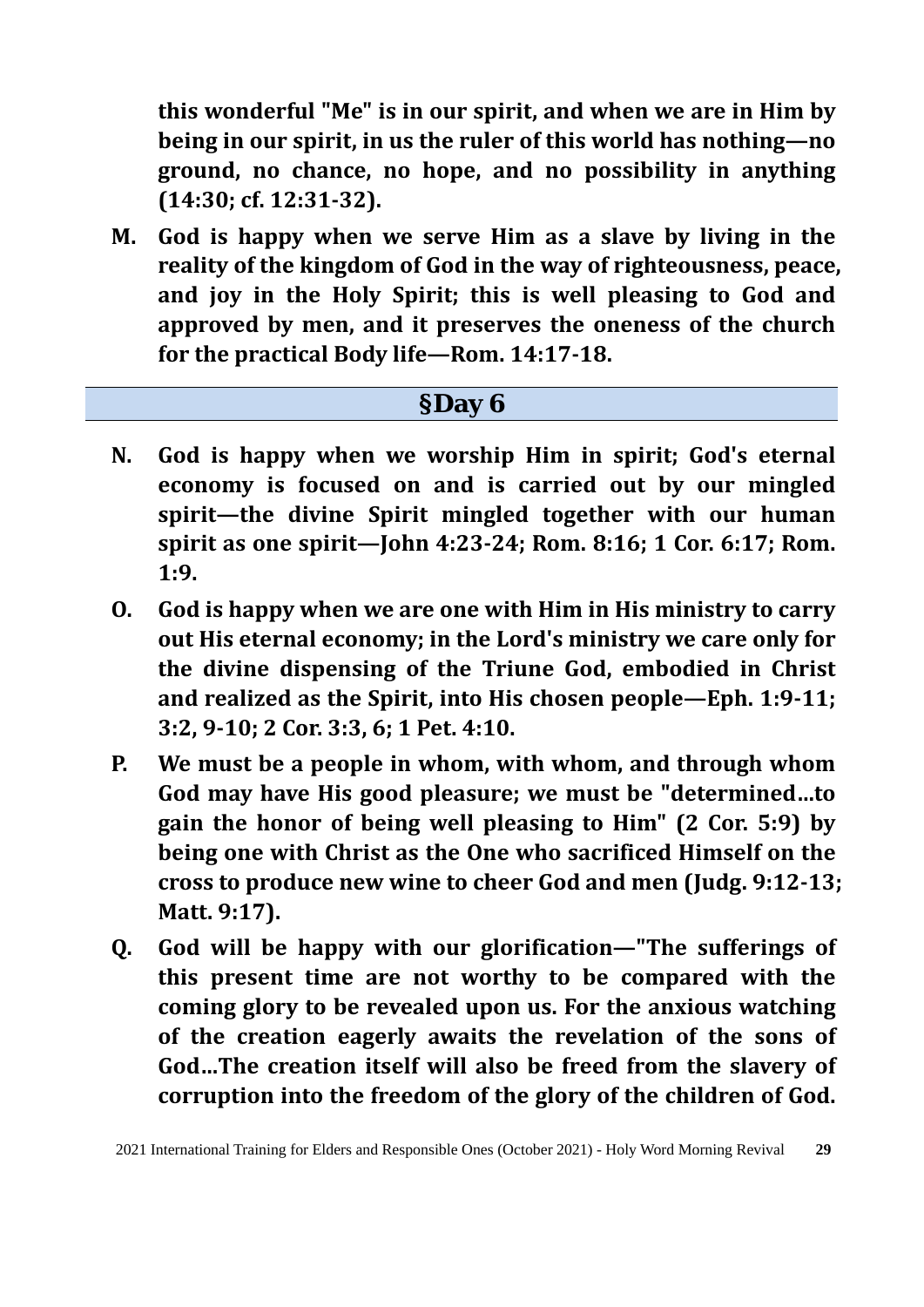**this wonderful "Me" is in our spirit, and when we are in Him by being in our spirit, in us the ruler of this world has nothing—no ground, no chance, no hope, and no possibility in anything (14:30; cf. 12:31-32).**

**M. God is happy when we serve Him as a slave by living in the reality of the kingdom of God in the way of righteousness, peace, and joy in the Holy Spirit; this is well pleasing to God and approved by men, and it preserves the oneness of the church for the practical Body life—Rom. 14:17-18.**

## §Day 6

**N. God is happy when we worship Him in spirit; God's eternal economy is focused on and is carried out by our mingled spirit—the divine Spirit mingled together with our human spirit as one spirit—John 4:23-24; Rom. 8:16; 1 Cor. 6:17; Rom. 1:9.**

**O. God is happy when we are one with Him in His ministry to carry out His eternal economy; in the Lord's ministry we care only for the divine dispensing of the Triune God, embodied in Christ and realized as the Spirit, into His chosen people—Eph. 1:9-11; 3:2, 9-10; 2 Cor. 3:3, 6; 1 Pet. 4:10.**

**P. We must be a people in whom, with whom, and through whom God may have His good pleasure; we must be "determined...to gain the honor of being well pleasing to Him" (2 Cor. 5:9) by being one with Christ as the One who sacrificed Himself on the cross to produce new wine to cheer God and men (Judg. 9:12-13; Matt. 9:17).**

**Q. God will be happy with our glorification—"The sufferings of this present time are not worthy to be compared with the coming glory to be revealed upon us. For the anxious watching of the creation eagerly awaits the revelation of the sons of God...The creation itself will also be freed from the slavery of corruption into the freedom of the glory of the children of God.**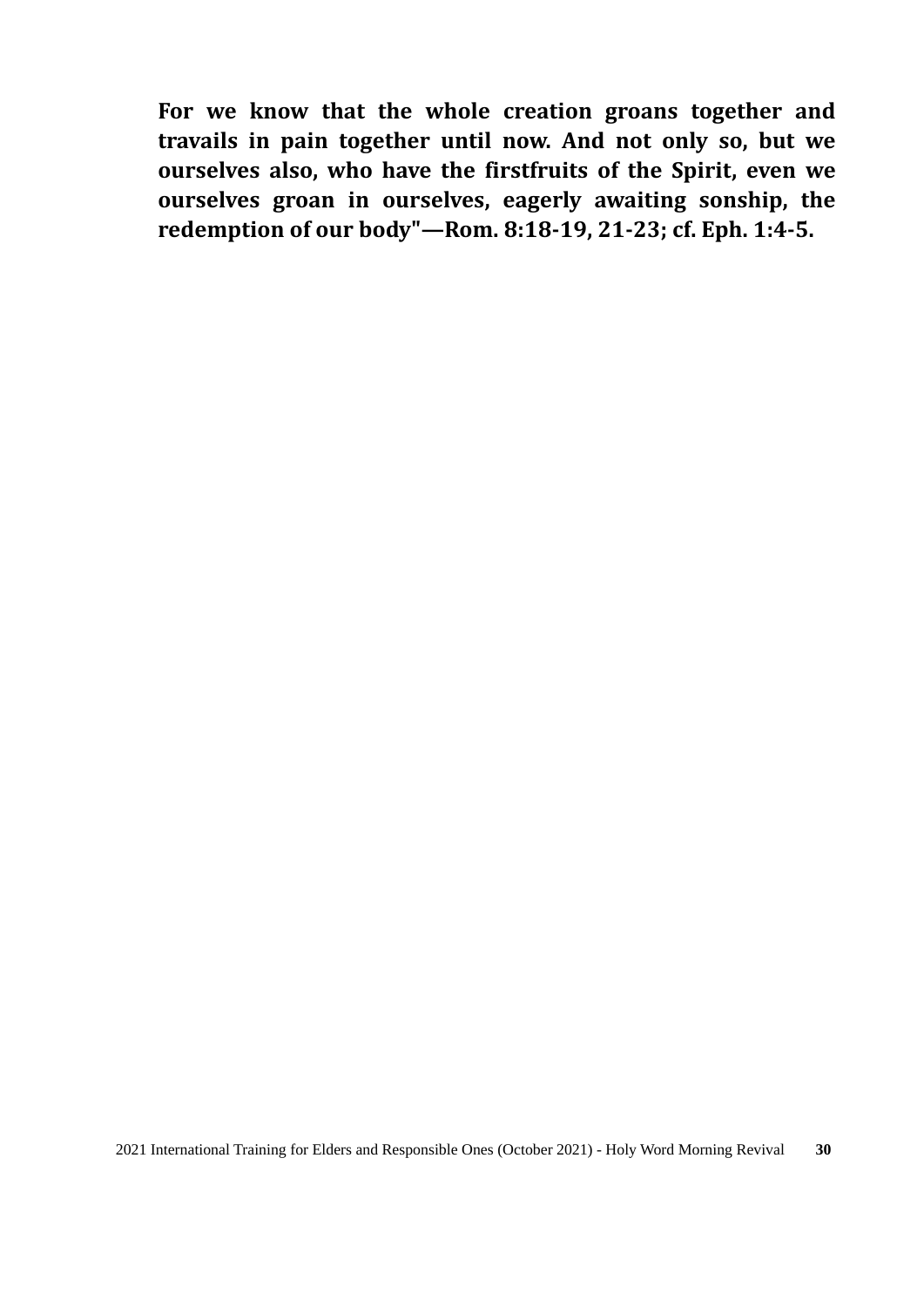**For we know that the whole creation groans together and travails in pain together until now. And not only so, but we ourselves also, who have the firstfruits of the Spirit, even we ourselves groan in ourselves, eagerly awaiting sonship, the redemption of our body"—Rom. 8:18-19, 21-23; cf. Eph. 1:4-5.**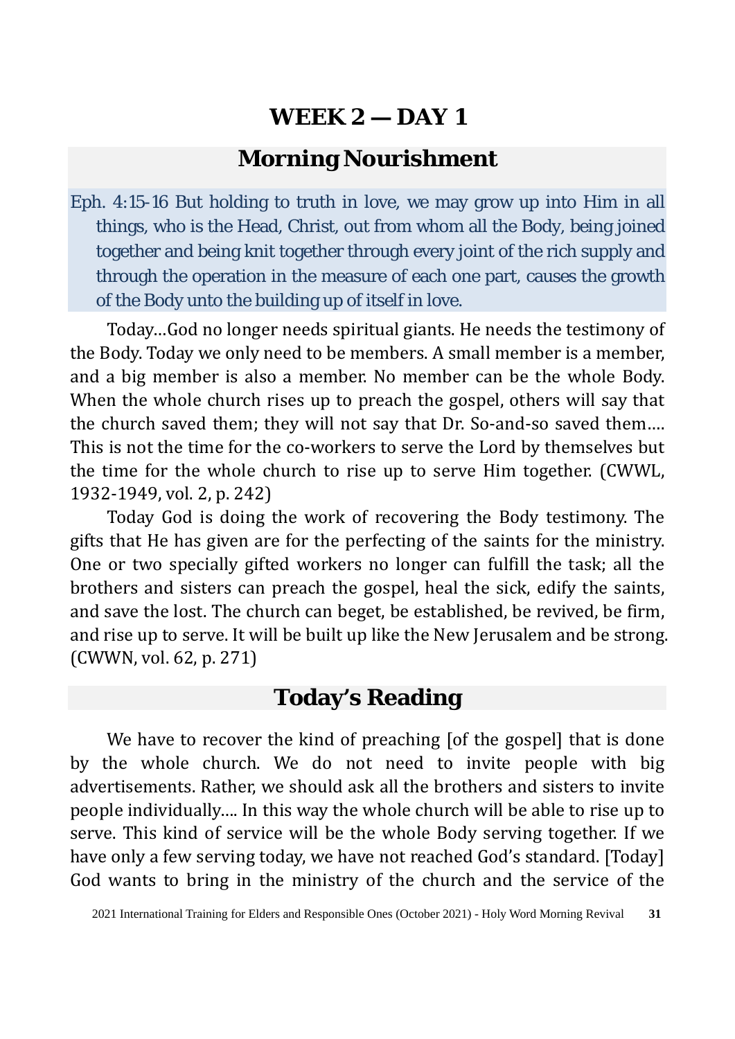# WEEK 2 — DAY 1

## Morning Nourishment

Eph. 4:15-16 But holding to truth in love, we may grow up into Him in all things, who is the Head, Christ, out from whom all the Body, being joined together and being knit together through every joint of the rich supply and through the operation in the measure of each one part, causes the growth of the Body unto the building up of itself in love.

Today…God no longer needs spiritual giants. He needs the testimony of the Body. Today we only need to be members. A small member is a member, and a big member is also a member. No member can be the whole Body. When the whole church rises up to preach the gospel, others will say that the church saved them; they will not say that Dr. So-and-so saved them…. This is not the time for the co-workers to serve the Lord by themselves but the time for the whole church to rise up to serve Him together. (CWWL, 1932-1949, vol. 2, p. 242)

Today God is doing the work of recovering the Body testimony. The gifts that He has given are for the perfecting of the saints for the ministry. One or two specially gifted workers no longer can fulfill the task; all the brothers and sisters can preach the gospel, heal the sick, edify the saints, and save the lost. The church can beget, be established, be revived, be firm, and rise up to serve. It will be built up like the New Jerusalem and be strong. (CWWN, vol. 62, p. 271)

## Today's Reading

We have to recover the kind of preaching [of the gospel] that is done by the whole church. We do not need to invite people with big advertisements. Rather, we should ask all the brothers and sisters to invite people individually…. In this way the whole church will be able to rise up to serve. This kind of service will be the whole Body serving together. If we have only a few serving today, we have not reached God's standard. [Today] God wants to bring in the ministry of the church and the service of the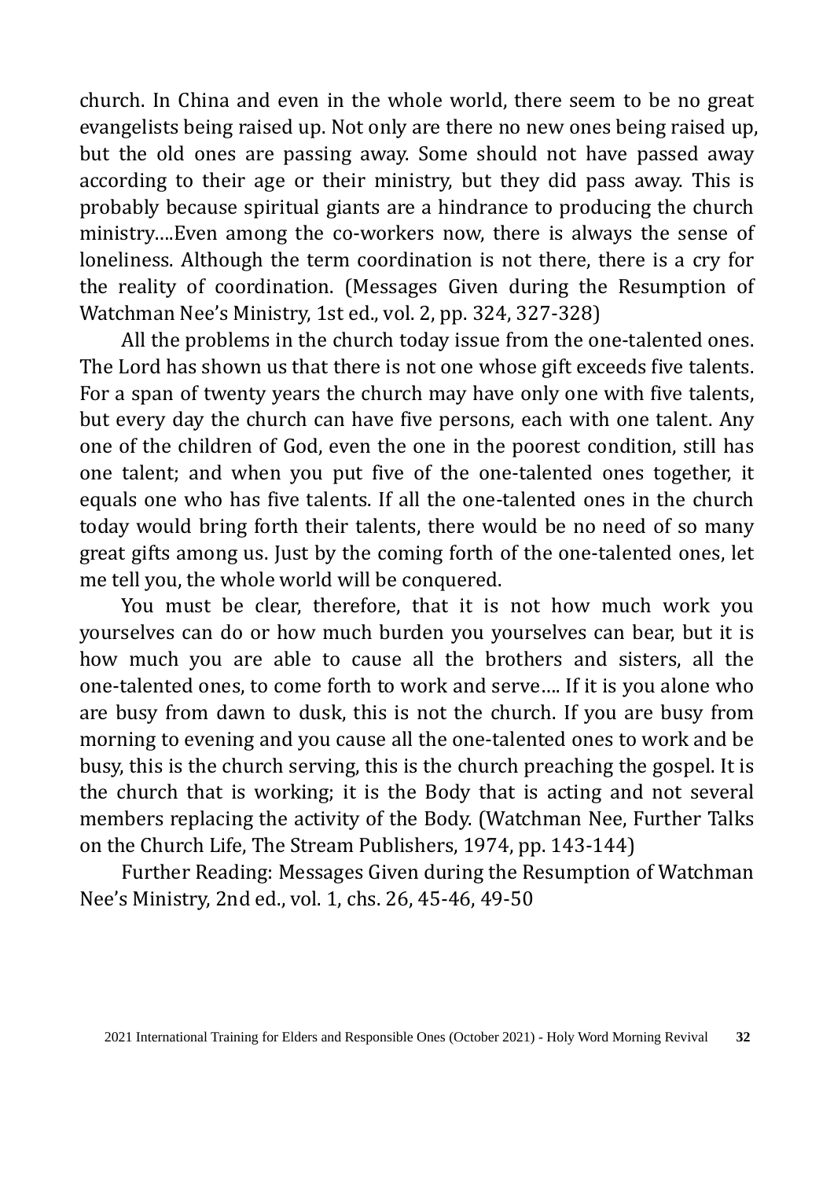church. In China and even in the whole world, there seem to be no great evangelists being raised up. Not only are there no new ones being raised up, but the old ones are passing away. Some should not have passed away according to their age or their ministry, but they did pass away. This is probably because spiritual giants are a hindrance to producing the church ministry....Even among the co-workers now, there is always the sense of loneliness. Although the term coordination is not there, there is a cry for the reality of coordination. (Messages Given during the Resumption of Watchman Nee's Ministry, 1st ed., vol. 2, pp. 324, 327-328)

All the problems in the church today issue from the one-talented ones. The Lord has shown us that there is not one whose gift exceeds five talents. For a span of twenty years the church may have only one with five talents, but every day the church can have five persons, each with one talent. Any one of the children of God, even the one in the poorest condition, still has one talent; and when you put five of the one-talented ones together, it equals one who has five talents. If all the one-talented ones in the church today would bring forth their talents, there would be no need of so many great gifts among us. Just by the coming forth of the one-talented ones, let me tell you, the whole world will be conquered.

You must be clear, therefore, that it is not how much work you yourselves can do or how much burden you yourselves can bear, but it is how much you are able to cause all the brothers and sisters, all the one-talented ones, to come forth to work and serve.... If it is you alone who are busy from dawn to dusk, this is not the church. If you are busy from morning to evening and you cause all the one-talented ones to work and be busy, this is the church serving, this is the church preaching the gospel. It is the church that is working; it is the Body that is acting and not several members replacing the activity of the Body. (Watchman Nee, Further Talks on the Church Life, The Stream Publishers, 1974, pp. 143-144)

Further Reading: Messages Given during the Resumption of Watchman Nee's Ministry, 2nd ed., vol. 1, chs. 26, 45-46, 49-50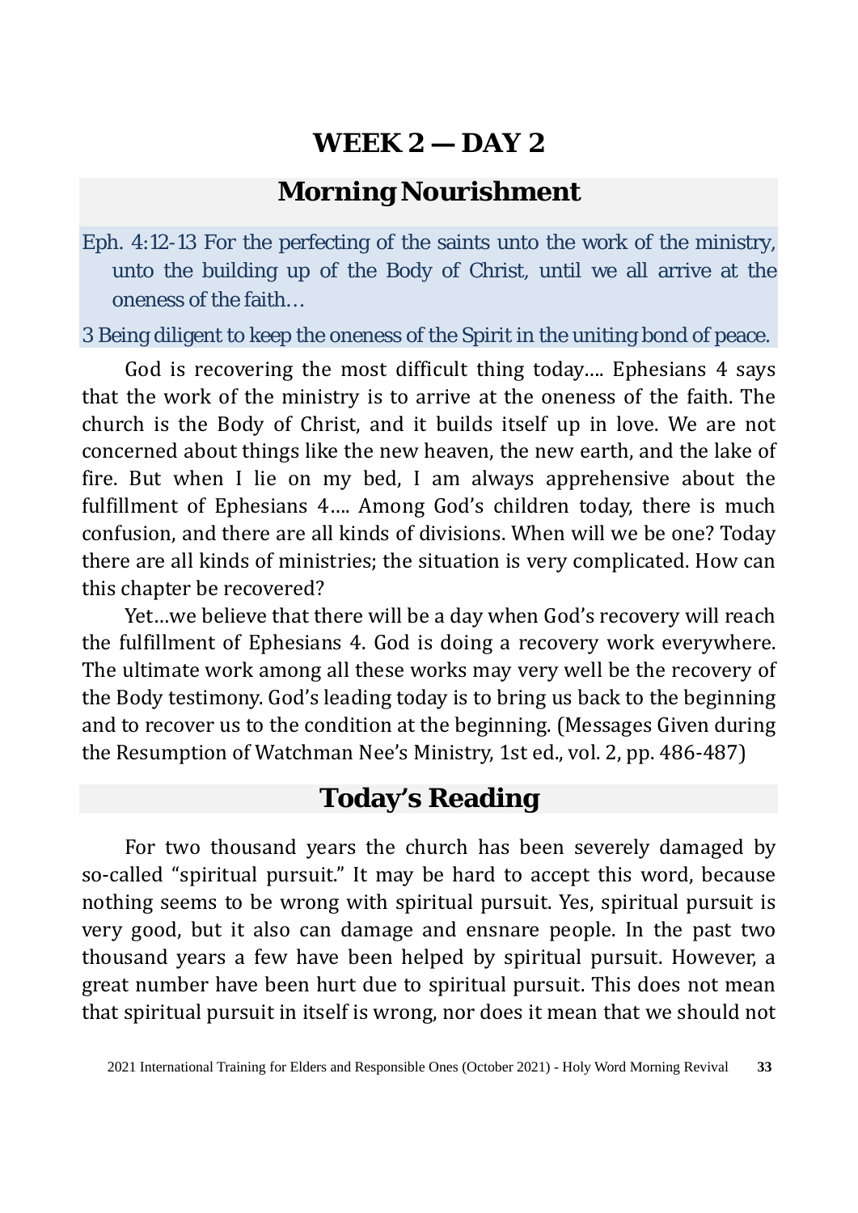# WEEK 2 — DAY 2

## Morning Nourishment

Eph. 4:12-13 For the perfecting of the saints unto the work of the ministry, unto the building up of the Body of Christ, until we all arrive at the oneness of the faith…

3 Being diligent to keep the oneness of the Spirit in the uniting bond of peace.

God is recovering the most difficult thing today…. Ephesians 4 says that the work of the ministry is to arrive at the oneness of the faith. The church is the Body of Christ, and it builds itself up in love. We are not concerned about things like the new heaven, the new earth, and the lake of fire. But when I lie on my bed, I am always apprehensive about the fulfillment of Ephesians 4…. Among God's children today, there is much confusion, and there are all kinds of divisions. When will we be one? Today there are all kinds of ministries; the situation is very complicated. How can this chapter be recovered?

Yet…we believe that there will be a day when God's recovery will reach the fulfillment of Ephesians 4. God is doing a recovery work everywhere. The ultimate work among all these works may very well be the recovery of the Body testimony. God's leading today is to bring us back to the beginning and to recover us to the condition at the beginning. (Messages Given during the Resumption of Watchman Nee's Ministry, 1st ed., vol. 2, pp. 486-487)

## Today's Reading

For two thousand years the church has been severely damaged by so-called "spiritual pursuit." It may be hard to accept this word, because nothing seems to be wrong with spiritual pursuit. Yes, spiritual pursuit is very good, but it also can damage and ensnare people. In the past two thousand years a few have been helped by spiritual pursuit. However, a great number have been hurt due to spiritual pursuit. This does not mean that spiritual pursuit in itself is wrong, nor does it mean that we should not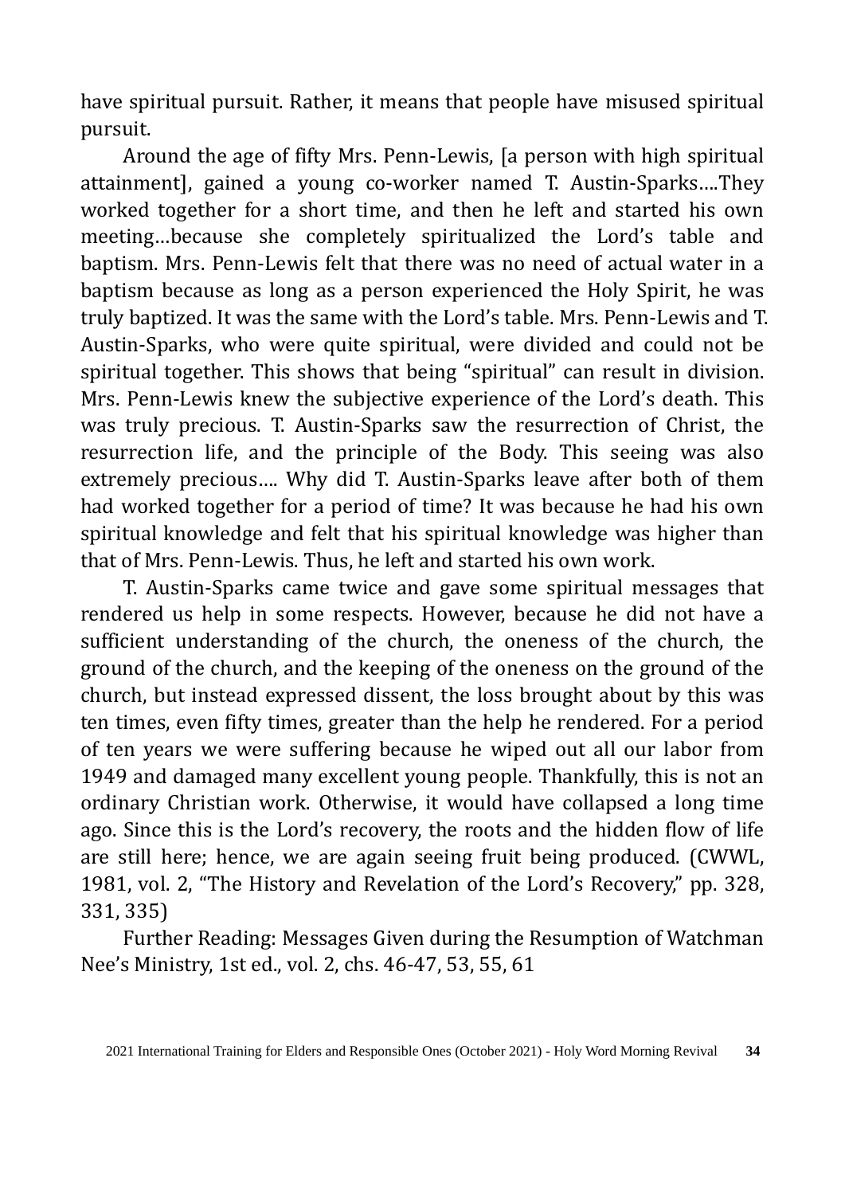have spiritual pursuit. Rather, it means that people have misused spiritual pursuit.

Around the age of fifty Mrs. Penn-Lewis, [a person with high spiritual attainment], gained a young co-worker named T. Austin-Sparks….They worked together for a short time, and then he left and started his own meeting…because she completely spiritualized the Lord's table and baptism. Mrs. Penn-Lewis felt that there was no need of actual water in a baptism because as long as a person experienced the Holy Spirit, he was truly baptized. It was the same with the Lord's table. Mrs. Penn-Lewis and T. Austin-Sparks, who were quite spiritual, were divided and could not be spiritual together. This shows that being "spiritual" can result in division. Mrs. Penn-Lewis knew the subjective experience of the Lord's death. This was truly precious. T. Austin-Sparks saw the resurrection of Christ, the resurrection life, and the principle of the Body. This seeing was also extremely precious…. Why did T. Austin-Sparks leave after both of them had worked together for a period of time? It was because he had his own spiritual knowledge and felt that his spiritual knowledge was higher than that of Mrs. Penn-Lewis. Thus, he left and started his own work.

T. Austin-Sparks came twice and gave some spiritual messages that rendered us help in some respects. However, because he did not have a sufficient understanding of the church, the oneness of the church, the ground of the church, and the keeping of the oneness on the ground of the church, but instead expressed dissent, the loss brought about by this was ten times, even fifty times, greater than the help he rendered. For a period of ten years we were suffering because he wiped out all our labor from 1949 and damaged many excellent young people. Thankfully, this is not an ordinary Christian work. Otherwise, it would have collapsed a long time ago. Since this is the Lord's recovery, the roots and the hidden flow of life are still here; hence, we are again seeing fruit being produced. (CWWL, 1981, vol. 2, "The History and Revelation of the Lord's Recovery," pp. 328, 331, 335)

Further Reading: Messages Given during the Resumption of Watchman Nee's Ministry, 1st ed., vol. 2, chs. 46-47, 53, 55, 61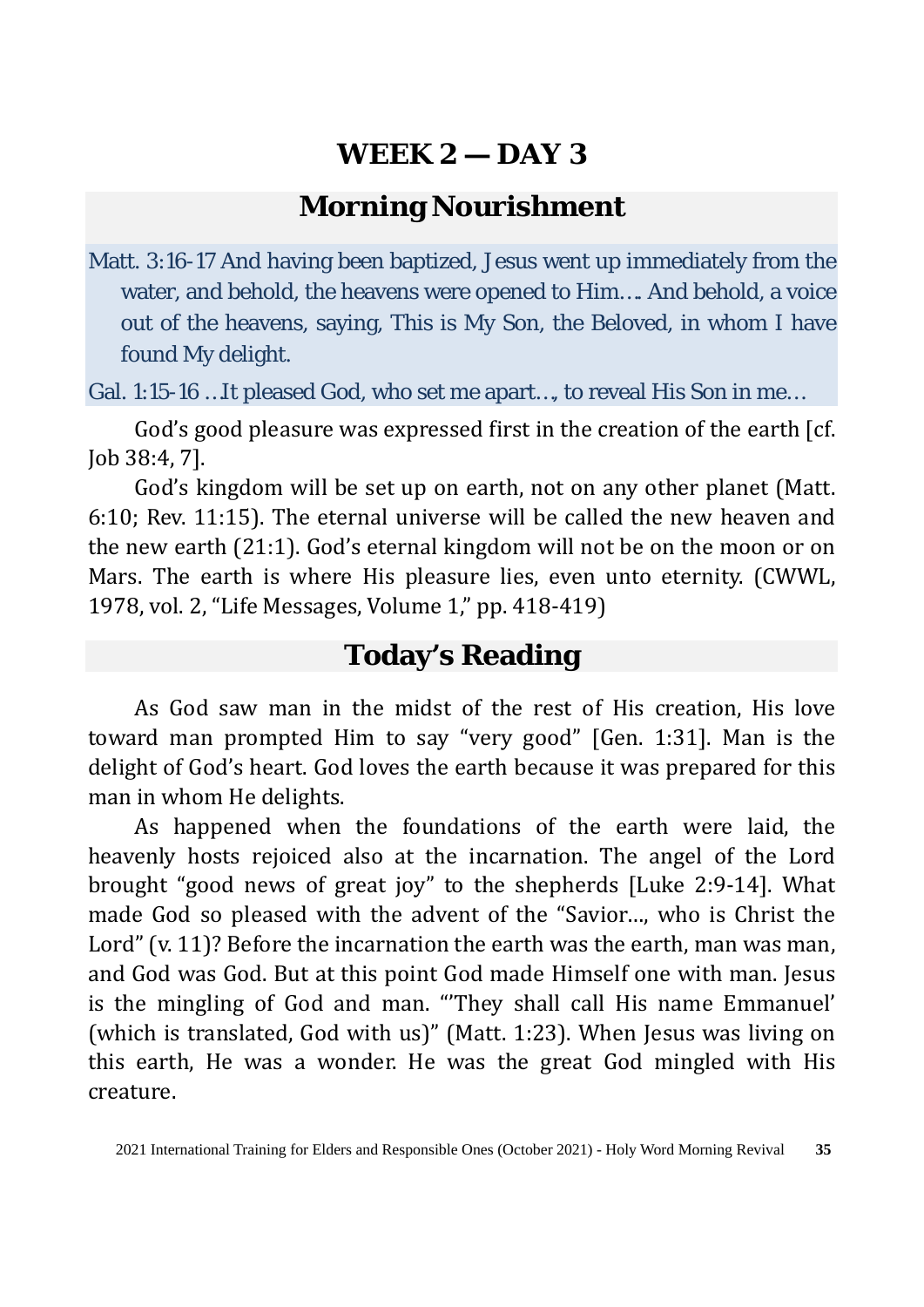# WEEK 2 — DAY 3

## Morning Nourishment

Matt. 3:16-17 And having been baptized, Jesus went up immediately from the water, and behold, the heavens were opened to Him…. And behold, a voice out of the heavens, saying, This is My Son, the Beloved, in whom I have found My delight.

Gal. 1:15-16 …It pleased God, who set me apart…, to reveal His Son in me…

God's good pleasure was expressed first in the creation of the earth [cf. Job 38:4, 7].

God's kingdom will be set up on earth, not on any other planet (Matt. 6:10; Rev. 11:15). The eternal universe will be called the new heaven and the new earth (21:1). God's eternal kingdom will not be on the moon or on Mars. The earth is where His pleasure lies, even unto eternity. (CWWL, 1978, vol. 2, "Life Messages, Volume 1," pp. 418-419)

## Today's Reading

As God saw man in the midst of the rest of His creation, His love toward man prompted Him to say "very good" [Gen. 1:31]. Man is the delight of God's heart. God loves the earth because it was prepared for this man in whom He delights.

As happened when the foundations of the earth were laid, the heavenly hosts rejoiced also at the incarnation. The angel of the Lord brought "good news of great joy" to the shepherds [Luke 2:9-14]. What made God so pleased with the advent of the "Savior..., who is Christ the Lord" (v. 11)? Before the incarnation the earth was the earth, man was man, and God was God. But at this point God made Himself one with man. Jesus is the mingling of God and man. "'They shall call His name Emmanuel' (which is translated, God with us)" (Matt. 1:23). When Jesus was living on this earth, He was a wonder. He was the great God mingled with His creature.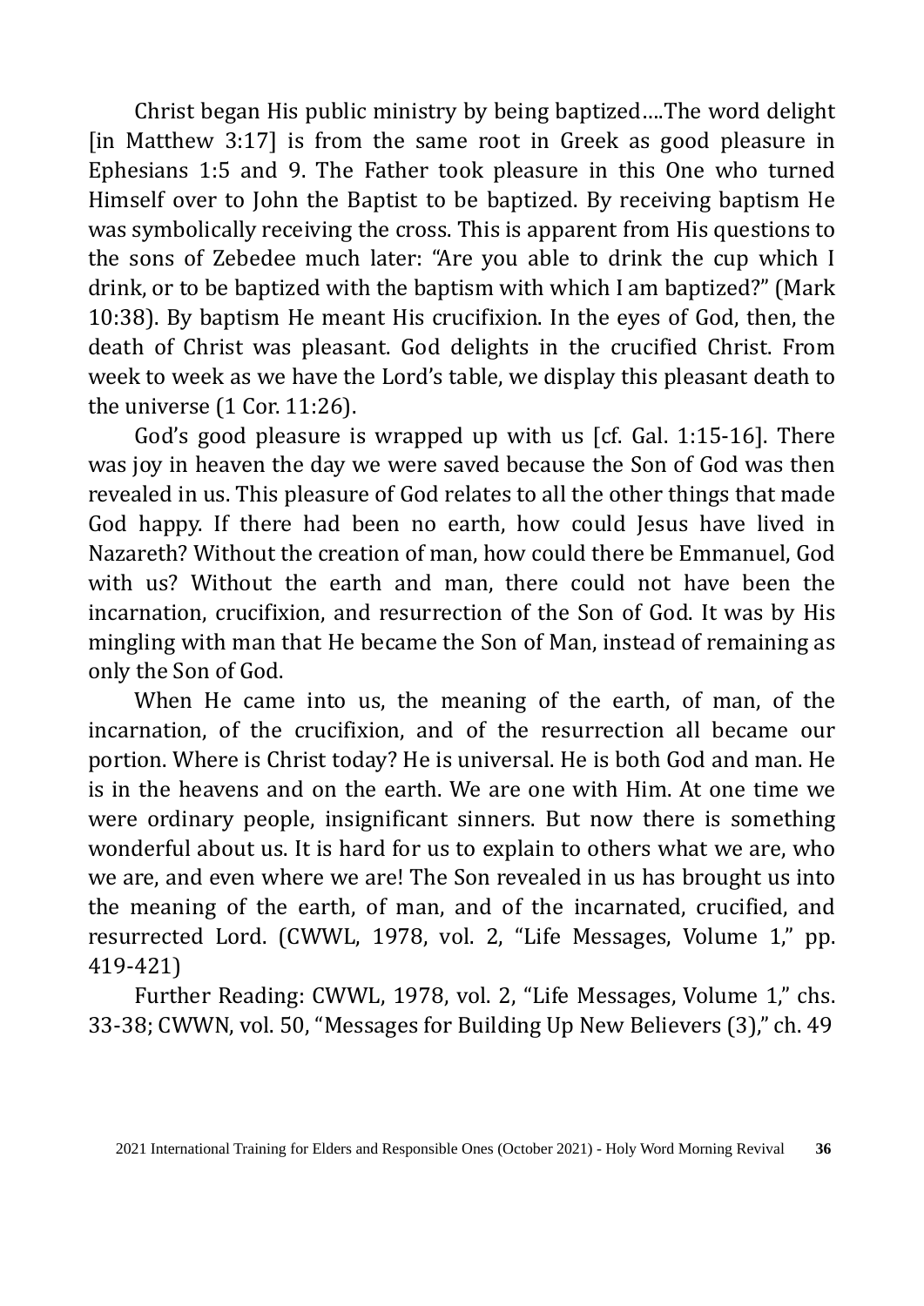Christ began His public ministry by being baptized….The word delight [in Matthew 3:17] is from the same root in Greek as good pleasure in Ephesians 1:5 and 9. The Father took pleasure in this One who turned Himself over to John the Baptist to be baptized. By receiving baptism He was symbolically receiving the cross. This is apparent from His questions to the sons of Zebedee much later: "Are you able to drink the cup which I drink, or to be baptized with the baptism with which I am baptized?" (Mark 10:38). By baptism He meant His crucifixion. In the eyes of God, then, the death of Christ was pleasant. God delights in the crucified Christ. From week to week as we have the Lord's table, we display this pleasant death to the universe (1 Cor. 11:26).

God's good pleasure is wrapped up with us [cf. Gal. 1:15-16]. There was joy in heaven the day we were saved because the Son of God was then revealed in us. This pleasure of God relates to all the other things that made God happy. If there had been no earth, how could Jesus have lived in Nazareth? Without the creation of man, how could there be Emmanuel, God with us? Without the earth and man, there could not have been the incarnation, crucifixion, and resurrection of the Son of God. It was by His mingling with man that He became the Son of Man, instead of remaining as only the Son of God.

When He came into us, the meaning of the earth, of man, of the incarnation, of the crucifixion, and of the resurrection all became our portion. Where is Christ today? He is universal. He is both God and man. He is in the heavens and on the earth. We are one with Him. At one time we were ordinary people, insignificant sinners. But now there is something wonderful about us. It is hard for us to explain to others what we are, who we are, and even where we are! The Son revealed in us has brought us into the meaning of the earth, of man, and of the incarnated, crucified, and resurrected Lord. (CWWL, 1978, vol. 2, "Life Messages, Volume 1," pp. 419-421)

Further Reading: CWWL, 1978, vol. 2, "Life Messages, Volume 1," chs. 33-38; CWWN, vol. 50, "Messages for Building Up New Believers (3)," ch. 49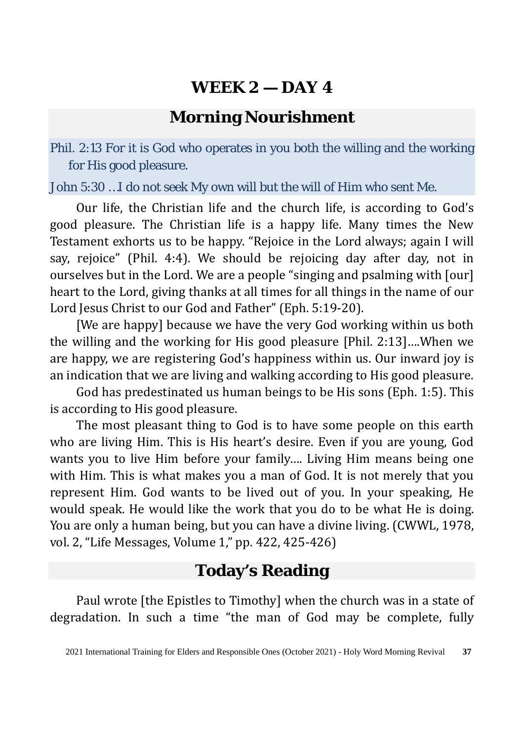# WEEK 2 — DAY 4

## Morning Nourishment

Phil. 2:13 For it is God who operates in you both the willing and the working for His good pleasure.

John 5:30 …I do not seek My own will but the will of Him who sent Me.

Our life, the Christian life and the church life, is according to God's good pleasure. The Christian life is a happy life. Many times the New Testament exhorts us to be happy. "Rejoice in the Lord always; again I will say, rejoice" (Phil. 4:4). We should be rejoicing day after day, not in ourselves but in the Lord. We are a people "singing and psalming with [our] heart to the Lord, giving thanks at all times for all things in the name of our Lord Jesus Christ to our God and Father" (Eph. 5:19-20).

[We are happy] because we have the very God working within us both the willing and the working for His good pleasure [Phil. 2:13]….When we are happy, we are registering God's happiness within us. Our inward joy is an indication that we are living and walking according to His good pleasure.

God has predestinated us human beings to be His sons (Eph. 1:5). This is according to His good pleasure.

The most pleasant thing to God is to have some people on this earth who are living Him. This is His heart's desire. Even if you are young, God wants you to live Him before your family…. Living Him means being one with Him. This is what makes you a man of God. It is not merely that you represent Him. God wants to be lived out of you. In your speaking, He would speak. He would like the work that you do to be what He is doing. You are only a human being, but you can have a divine living. (CWWL, 1978, vol. 2, "Life Messages, Volume 1," pp. 422, 425-426)

## Today's Reading

Paul wrote [the Epistles to Timothy] when the church was in a state of degradation. In such a time "the man of God may be complete, fully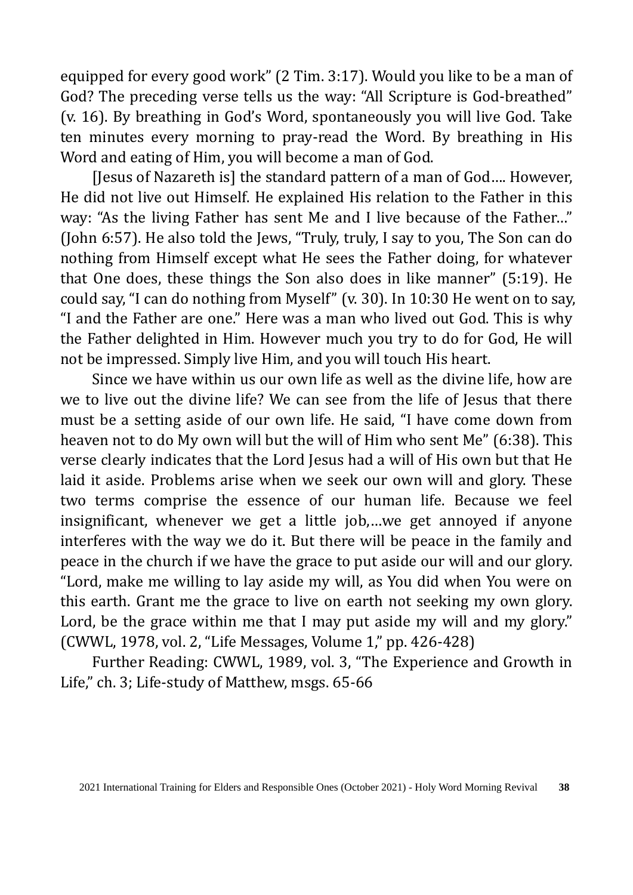equipped for every good work" (2 Tim. 3:17). Would you like to be a man of God? The preceding verse tells us the way: "All Scripture is God-breathed" (v. 16). By breathing in God's Word, spontaneously you will live God. Take ten minutes every morning to pray-read the Word. By breathing in His Word and eating of Him, you will become a man of God.

[Jesus of Nazareth is] the standard pattern of a man of God…. However, He did not live out Himself. He explained His relation to the Father in this way: "As the living Father has sent Me and I live because of the Father…" (John 6:57). He also told the Jews, "Truly, truly, I say to you, The Son can do nothing from Himself except what He sees the Father doing, for whatever that One does, these things the Son also does in like manner" (5:19). He could say, "I can do nothing from Myself" (v. 30). In 10:30 He went on to say, "I and the Father are one." Here was a man who lived out God. This is why the Father delighted in Him. However much you try to do for God, He will not be impressed. Simply live Him, and you will touch His heart.

Since we have within us our own life as well as the divine life, how are we to live out the divine life? We can see from the life of Jesus that there must be a setting aside of our own life. He said, "I have come down from heaven not to do My own will but the will of Him who sent Me" (6:38). This verse clearly indicates that the Lord Jesus had a will of His own but that He laid it aside. Problems arise when we seek our own will and glory. These two terms comprise the essence of our human life. Because we feel insignificant, whenever we get a little job,…we get annoyed if anyone interferes with the way we do it. But there will be peace in the family and peace in the church if we have the grace to put aside our will and our glory. "Lord, make me willing to lay aside my will, as You did when You were on this earth. Grant me the grace to live on earth not seeking my own glory. Lord, be the grace within me that I may put aside my will and my glory." (CWWL, 1978, vol. 2, "Life Messages, Volume 1," pp. 426-428)

Further Reading: CWWL, 1989, vol. 3, "The Experience and Growth in Life," ch. 3; Life-study of Matthew, msgs. 65-66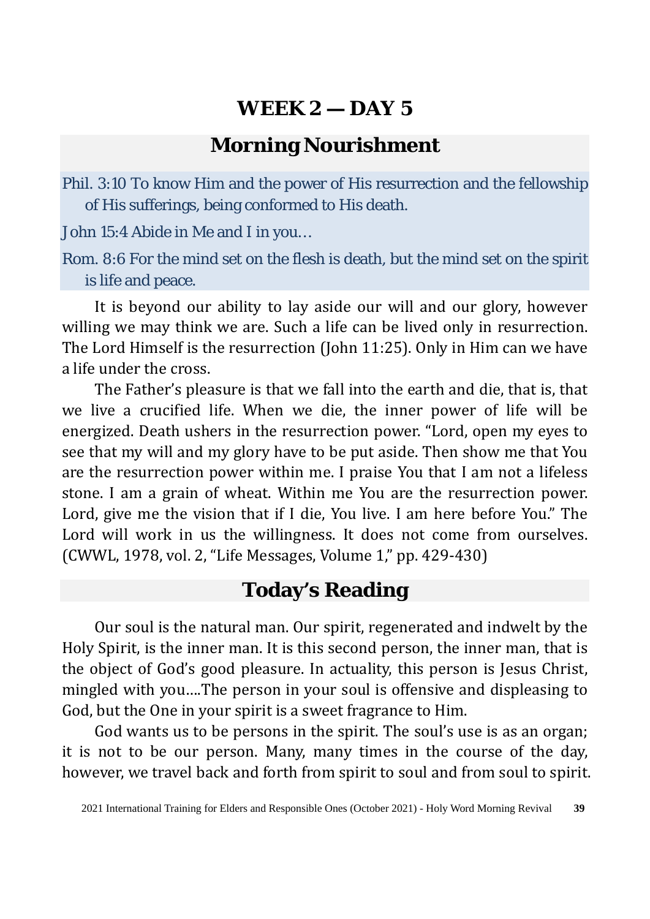# WEEK 2 — DAY 5

## Morning Nourishment

Phil. 3:10 To know Him and the power of His resurrection and the fellowship of His sufferings, being conformed to His death.

John 15:4 Abide in Me and I in you…

Rom. 8:6 For the mind set on the flesh is death, but the mind set on the spirit is life and peace.

It is beyond our ability to lay aside our will and our glory, however willing we may think we are. Such a life can be lived only in resurrection. The Lord Himself is the resurrection (John 11:25). Only in Him can we have a life under the cross.

The Father's pleasure is that we fall into the earth and die, that is, that we live a crucified life. When we die, the inner power of life will be energized. Death ushers in the resurrection power. "Lord, open my eyes to see that my will and my glory have to be put aside. Then show me that You are the resurrection power within me. I praise You that I am not a lifeless stone. I am a grain of wheat. Within me You are the resurrection power. Lord, give me the vision that if I die, You live. I am here before You." The Lord will work in us the willingness. It does not come from ourselves. (CWWL, 1978, vol. 2, "Life Messages, Volume 1," pp. 429-430)

## Today's Reading

Our soul is the natural man. Our spirit, regenerated and indwelt by the Holy Spirit, is the inner man. It is this second person, the inner man, that is the object of God's good pleasure. In actuality, this person is Jesus Christ, mingled with you….The person in your soul is offensive and displeasing to God, but the One in your spirit is a sweet fragrance to Him.

God wants us to be persons in the spirit. The soul's use is as an organ; it is not to be our person. Many, many times in the course of the day, however, we travel back and forth from spirit to soul and from soul to spirit.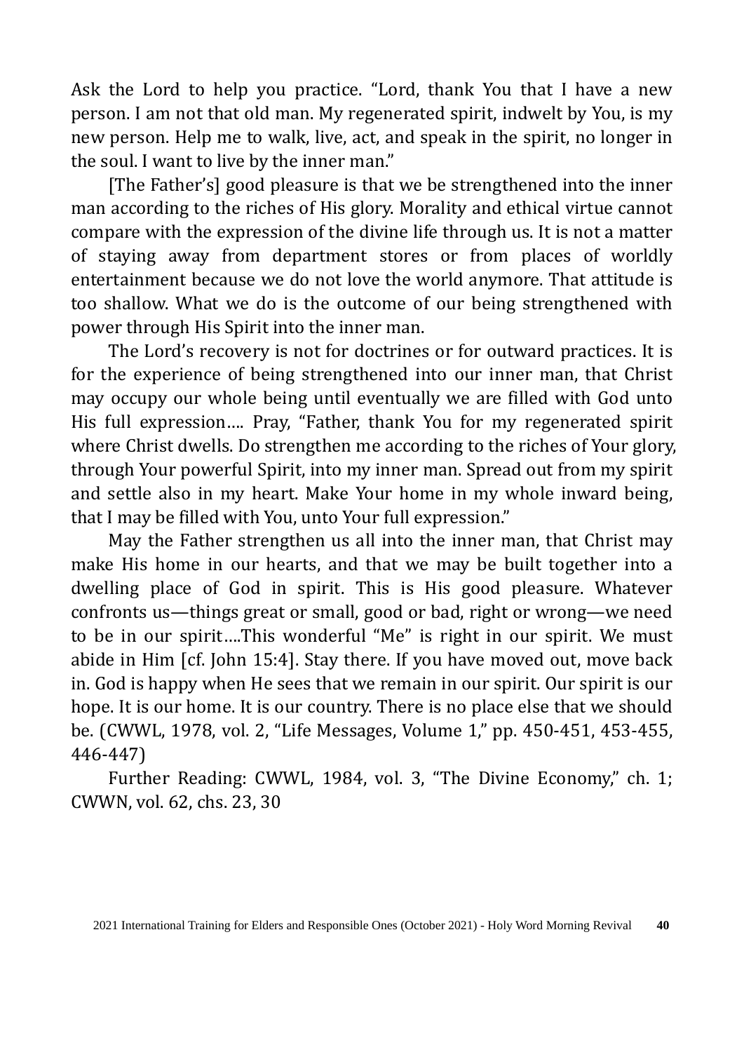Ask the Lord to help you practice. "Lord, thank You that I have a new person. I am not that old man. My regenerated spirit, indwelt by You, is my new person. Help me to walk, live, act, and speak in the spirit, no longer in the soul. I want to live by the inner man."

[The Father's] good pleasure is that we be strengthened into the inner man according to the riches of His glory. Morality and ethical virtue cannot compare with the expression of the divine life through us. It is not a matter of staying away from department stores or from places of worldly entertainment because we do not love the world anymore. That attitude is too shallow. What we do is the outcome of our being strengthened with power through His Spirit into the inner man.

The Lord's recovery is not for doctrines or for outward practices. It is for the experience of being strengthened into our inner man, that Christ may occupy our whole being until eventually we are filled with God unto His full expression…. Pray, "Father, thank You for my regenerated spirit where Christ dwells. Do strengthen me according to the riches of Your glory, through Your powerful Spirit, into my inner man. Spread out from my spirit and settle also in my heart. Make Your home in my whole inward being, that I may be filled with You, unto Your full expression."

May the Father strengthen us all into the inner man, that Christ may make His home in our hearts, and that we may be built together into a dwelling place of God in spirit. This is His good pleasure. Whatever confronts us—things great or small, good or bad, right or wrong—we need to be in our spirit….This wonderful "Me" is right in our spirit. We must abide in Him [cf. John 15:4]. Stay there. If you have moved out, move back in. God is happy when He sees that we remain in our spirit. Our spirit is our hope. It is our home. It is our country. There is no place else that we should be. (CWWL, 1978, vol. 2, "Life Messages, Volume 1," pp. 450-451, 453-455, 446-447)

Further Reading: CWWL, 1984, vol. 3, "The Divine Economy," ch. 1; CWWN, vol. 62, chs. 23, 30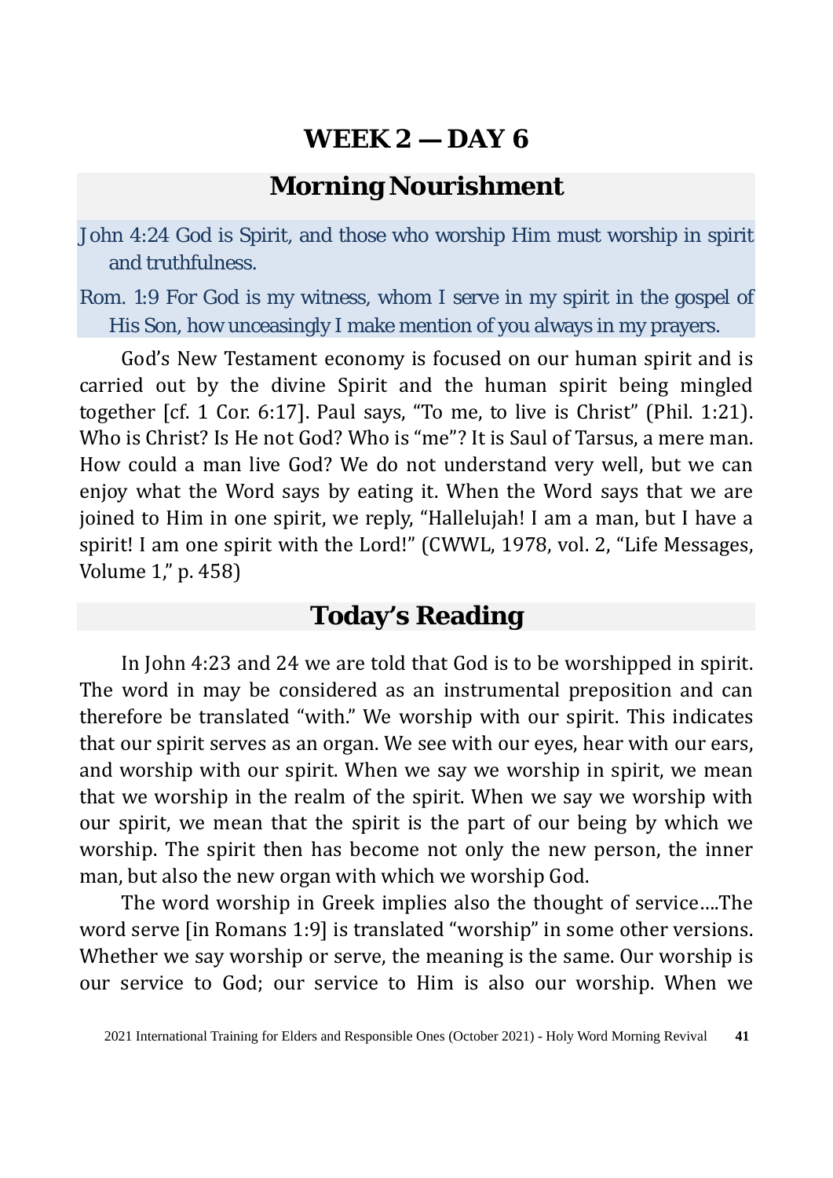# WEEK 2 — DAY 6

## Morning Nourishment

John 4:24 God is Spirit, and those who worship Him must worship in spirit and truthfulness.

Rom. 1:9 For God is my witness, whom I serve in my spirit in the gospel of His Son, how unceasingly I make mention of you always in my prayers.

God's New Testament economy is focused on our human spirit and is carried out by the divine Spirit and the human spirit being mingled together [cf. 1 Cor. 6:17]. Paul says, "To me, to live is Christ" (Phil. 1:21). Who is Christ? Is He not God? Who is "me"? It is Saul of Tarsus, a mere man. How could a man live God? We do not understand very well, but we can enjoy what the Word says by eating it. When the Word says that we are joined to Him in one spirit, we reply, "Hallelujah! I am a man, but I have a spirit! I am one spirit with the Lord!" (CWWL, 1978, vol. 2, "Life Messages, Volume 1," p. 458)

## Today's Reading

In John 4:23 and 24 we are told that God is to be worshipped in spirit. The word in may be considered as an instrumental preposition and can therefore be translated "with." We worship with our spirit. This indicates that our spirit serves as an organ. We see with our eyes, hear with our ears, and worship with our spirit. When we say we worship in spirit, we mean that we worship in the realm of the spirit. When we say we worship with our spirit, we mean that the spirit is the part of our being by which we worship. The spirit then has become not only the new person, the inner man, but also the new organ with which we worship God.

The word worship in Greek implies also the thought of service....The word serve [in Romans 1:9] is translated "worship" in some other versions. Whether we say worship or serve, the meaning is the same. Our worship is our service to God; our service to Him is also our worship. When we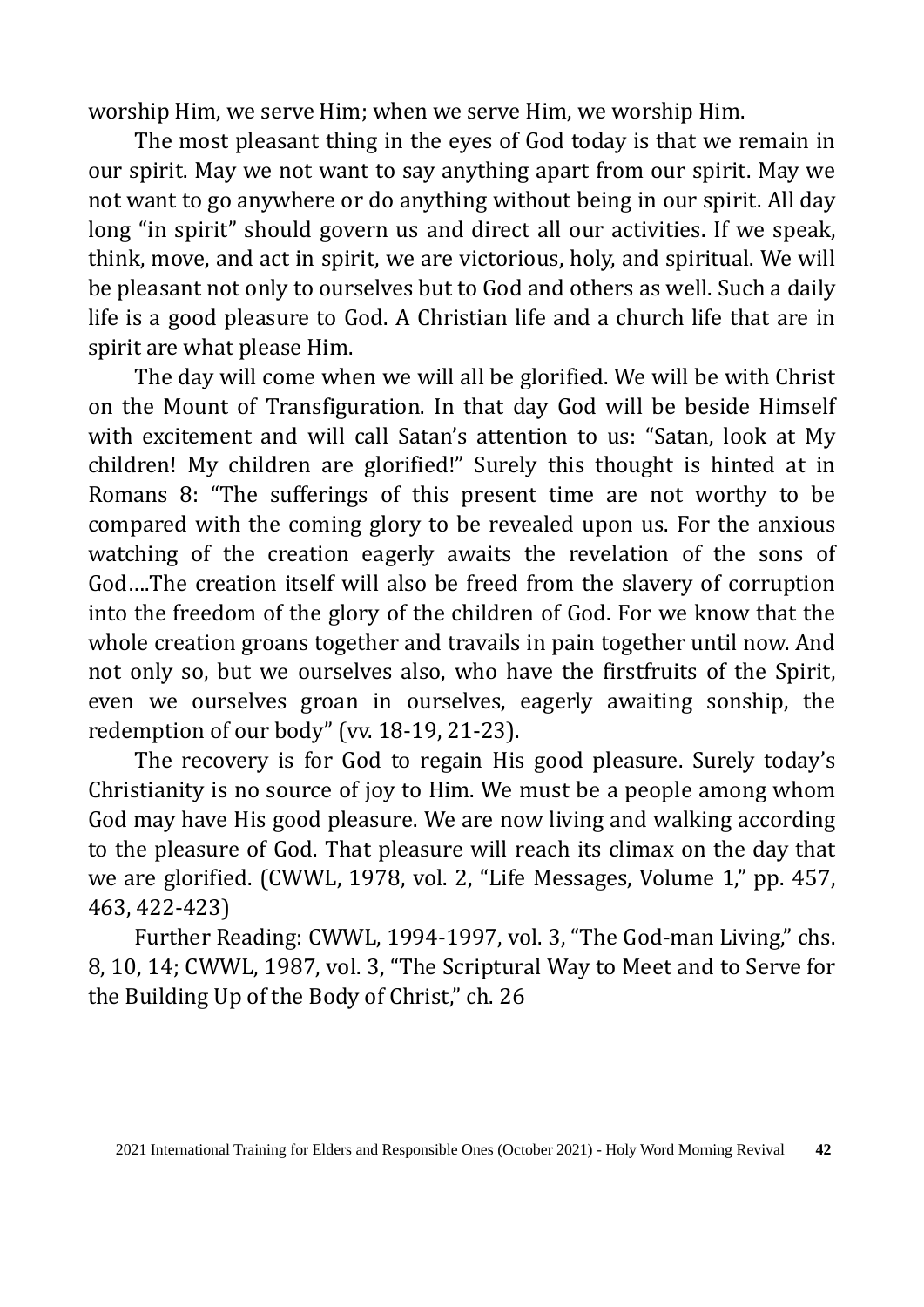worship Him, we serve Him; when we serve Him, we worship Him.

The most pleasant thing in the eyes of God today is that we remain in our spirit. May we not want to say anything apart from our spirit. May we not want to go anywhere or do anything without being in our spirit. All day long "in spirit" should govern us and direct all our activities. If we speak, think, move, and act in spirit, we are victorious, holy, and spiritual. We will be pleasant not only to ourselves but to God and others as well. Such a daily life is a good pleasure to God. A Christian life and a church life that are in spirit are what please Him.

The day will come when we will all be glorified. We will be with Christ on the Mount of Transfiguration. In that day God will be beside Himself with excitement and will call Satan's attention to us: "Satan, look at My children! My children are glorified!" Surely this thought is hinted at in Romans 8: "The sufferings of this present time are not worthy to be compared with the coming glory to be revealed upon us. For the anxious watching of the creation eagerly awaits the revelation of the sons of God….The creation itself will also be freed from the slavery of corruption into the freedom of the glory of the children of God. For we know that the whole creation groans together and travails in pain together until now. And not only so, but we ourselves also, who have the firstfruits of the Spirit, even we ourselves groan in ourselves, eagerly awaiting sonship, the redemption of our body" (vv. 18-19, 21-23).

The recovery is for God to regain His good pleasure. Surely today's Christianity is no source of joy to Him. We must be a people among whom God may have His good pleasure. We are now living and walking according to the pleasure of God. That pleasure will reach its climax on the day that we are glorified. (CWWL, 1978, vol. 2, "Life Messages, Volume 1," pp. 457, 463, 422-423)

Further Reading: CWWL, 1994-1997, vol. 3, "The God-man Living," chs. 8, 10, 14; CWWL, 1987, vol. 3, "The Scriptural Way to Meet and to Serve for the Building Up of the Body of Christ," ch. 26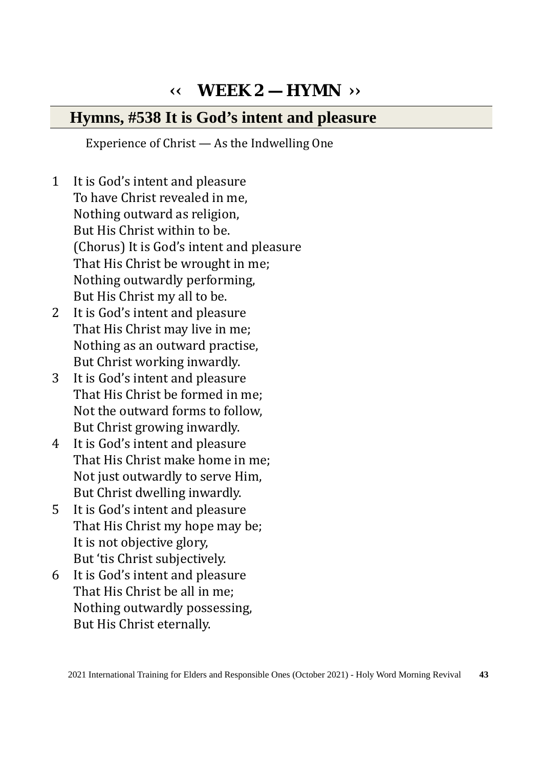# ‹‹ WEEK 2 — HYMN ››

## Hymns, #538 It is God's intent and pleasure

Experience of Christ — As the Indwelling One

1 It is God's intent and pleasure
To have Christ revealed in me,
Nothing outward as religion,
But His Christ within to be.
(Chorus) It is God's intent and pleasure
That His Christ be wrought in me;
Nothing outwardly performing,
But His Christ my all to be.

2 It is God's intent and pleasure
That His Christ may live in me;
Nothing as an outward practise,
But Christ working inwardly.

3 It is God's intent and pleasure
That His Christ be formed in me;
Not the outward forms to follow,
But Christ growing inwardly.

4 It is God's intent and pleasure
That His Christ make home in me;
Not just outwardly to serve Him,
But Christ dwelling inwardly.

5 It is God's intent and pleasure
That His Christ my hope may be;
It is not objective glory,
But 'tis Christ subjectively.

6 It is God's intent and pleasure
That His Christ be all in me;
Nothing outwardly possessing,
But His Christ eternally.